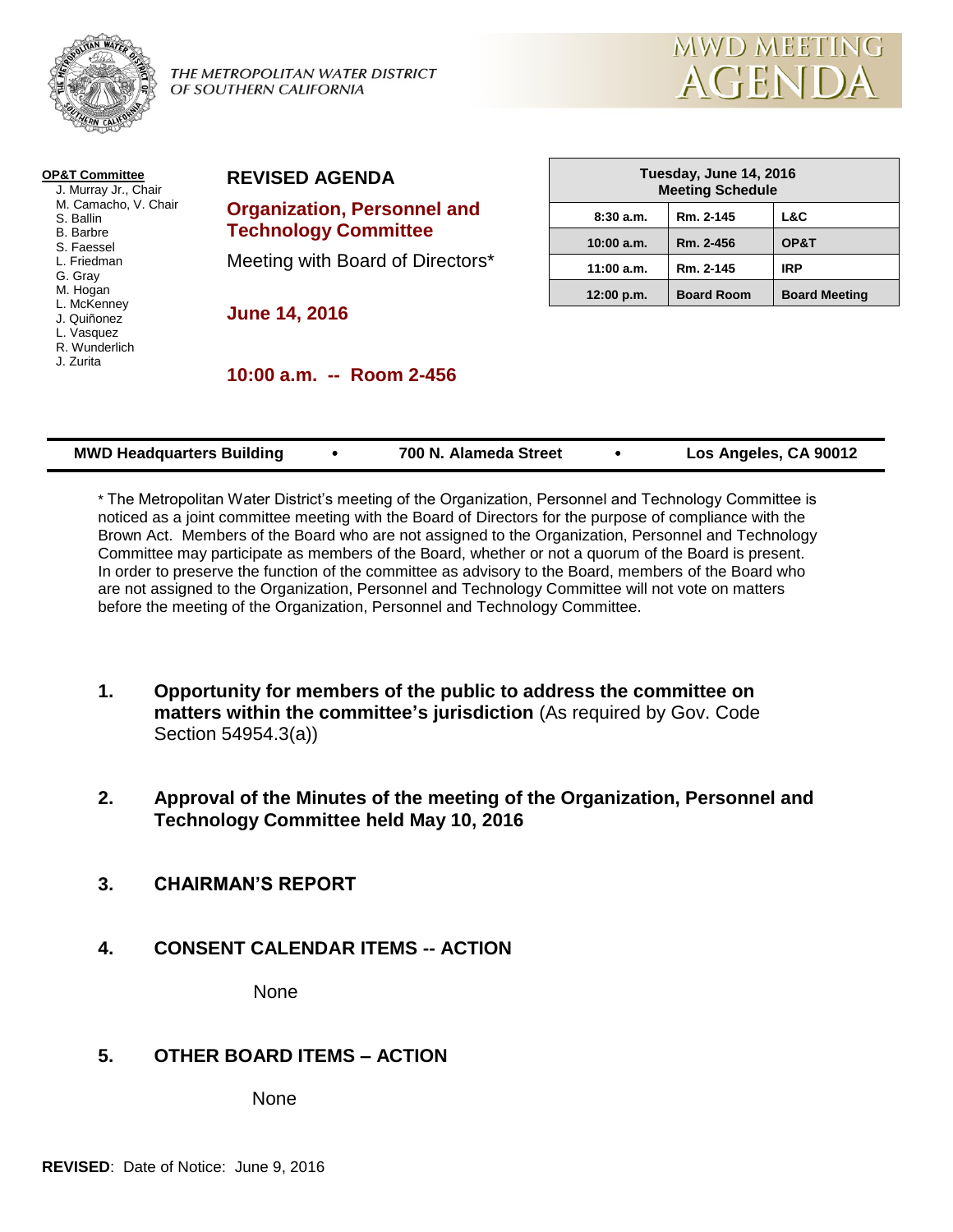THE METROPOLITAN WATER DISTRICT OF SOUTHERN CALIFORNIA

# MWD MEETING AGENDA

**OP&T Committee**
- J. Murray Jr., Chair
- M. Camacho, V. Chair
- S. Ballin
- B. Barbre
- S. Faessel
- L. Friedman
- G. Gray
- M. Hogan
- L. McKenney
- J. Quiñonez
- L. Vasquez
- R. Wunderlich
- J. Zurita

## REVISED AGENDA

## Organization, Personnel and Technology Committee

Meeting with Board of Directors*

**June 14, 2016**

**10:00 a.m. -- Room 2-456**

| Tuesday, June 14, 2016 Meeting Schedule | | |
|---|---|---|
| 8:30 a.m. | Rm. 2-145 | L&C |
| 10:00 a.m. | Rm. 2-456 | OP&T |
| 11:00 a.m. | Rm. 2-145 | IRP |
| 12:00 p.m. | Board Room | Board Meeting |

**MWD Headquarters Building • 700 N. Alameda Street • Los Angeles, CA 90012**

* The Metropolitan Water District's meeting of the Organization, Personnel and Technology Committee is noticed as a joint committee meeting with the Board of Directors for the purpose of compliance with the Brown Act. Members of the Board who are not assigned to the Organization, Personnel and Technology Committee may participate as members of the Board, whether or not a quorum of the Board is present. In order to preserve the function of the committee as advisory to the Board, members of the Board who are not assigned to the Organization, Personnel and Technology Committee will not vote on matters before the meeting of the Organization, Personnel and Technology Committee.

1. **Opportunity for members of the public to address the committee on matters within the committee's jurisdiction** (As required by Gov. Code Section 54954.3(a))

2. **Approval of the Minutes of the meeting of the Organization, Personnel and Technology Committee held May 10, 2016**

3. **CHAIRMAN'S REPORT**

4. **CONSENT CALENDAR ITEMS -- ACTION**

   None

5. **OTHER BOARD ITEMS – ACTION**

   None

**REVISED**: Date of Notice: June 9, 2016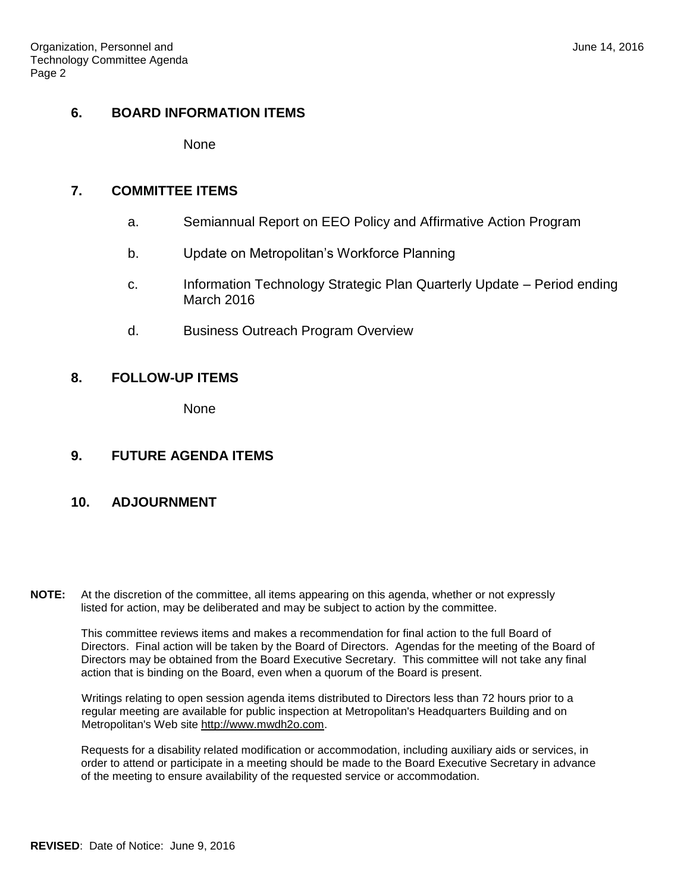## 6. BOARD INFORMATION ITEMS

None

## 7. COMMITTEE ITEMS

a. Semiannual Report on EEO Policy and Affirmative Action Program

b. Update on Metropolitan's Workforce Planning

c. Information Technology Strategic Plan Quarterly Update – Period ending March 2016

d. Business Outreach Program Overview

## 8. FOLLOW-UP ITEMS

None

## 9. FUTURE AGENDA ITEMS

## 10. ADJOURNMENT

**NOTE:** At the discretion of the committee, all items appearing on this agenda, whether or not expressly listed for action, may be deliberated and may be subject to action by the committee.

This committee reviews items and makes a recommendation for final action to the full Board of Directors. Final action will be taken by the Board of Directors. Agendas for the meeting of the Board of Directors may be obtained from the Board Executive Secretary. This committee will not take any final action that is binding on the Board, even when a quorum of the Board is present.

Writings relating to open session agenda items distributed to Directors less than 72 hours prior to a regular meeting are available for public inspection at Metropolitan's Headquarters Building and on Metropolitan's Web site http://www.mwdh2o.com.

Requests for a disability related modification or accommodation, including auxiliary aids or services, in order to attend or participate in a meeting should be made to the Board Executive Secretary in advance of the meeting to ensure availability of the requested service or accommodation.

**REVISED**: Date of Notice: June 9, 2016